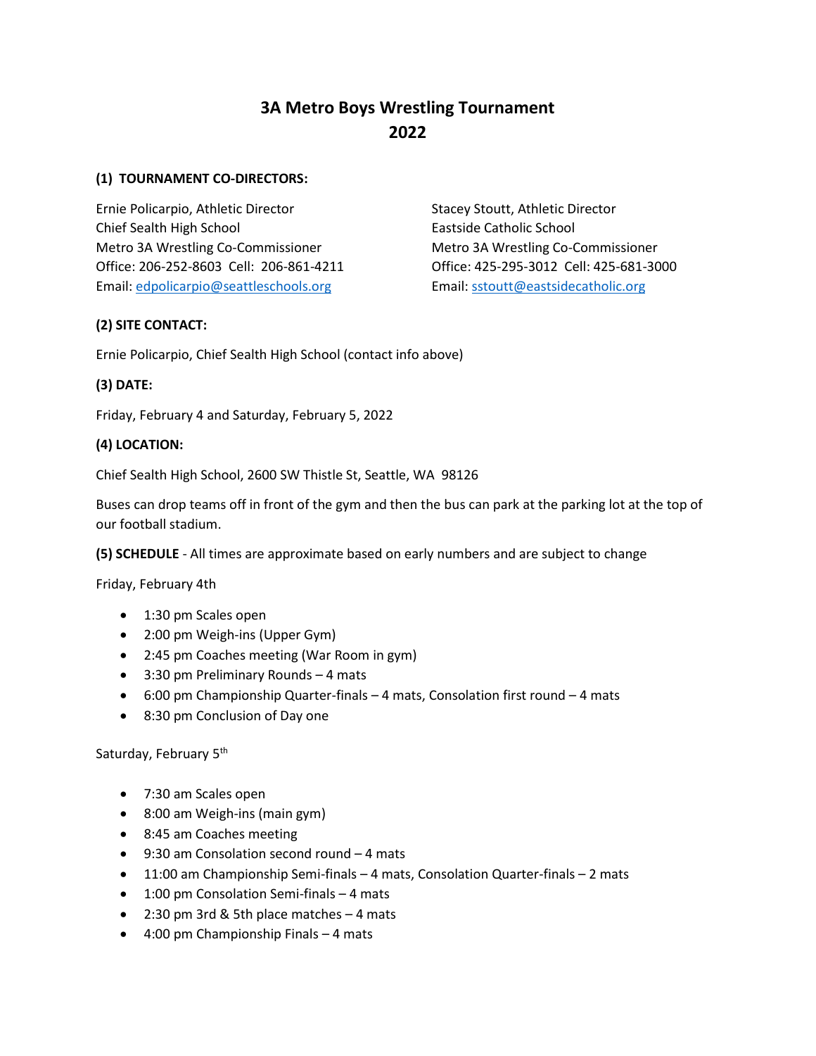# 3A Metro Boys Wrestling Tournament 2022

**(1) TOURNAMENT CO-DIRECTORS:**

Ernie Policarpio, Athletic Director
Chief Sealth High School
Metro 3A Wrestling Co-Commissioner
Office: 206-252-8603 Cell: 206-861-4211
Email: edpolicarpio@seattleschools.org

Stacey Stoutt, Athletic Director
Eastside Catholic School
Metro 3A Wrestling Co-Commissioner
Office: 425-295-3012 Cell: 425-681-3000
Email: sstoutt@eastsidecatholic.org

**(2) SITE CONTACT:**

Ernie Policarpio, Chief Sealth High School (contact info above)

**(3) DATE:**

Friday, February 4 and Saturday, February 5, 2022

**(4) LOCATION:**

Chief Sealth High School, 2600 SW Thistle St, Seattle, WA 98126

Buses can drop teams off in front of the gym and then the bus can park at the parking lot at the top of our football stadium.

**(5) SCHEDULE** - All times are approximate based on early numbers and are subject to change

Friday, February 4th

- 1:30 pm Scales open
- 2:00 pm Weigh-ins (Upper Gym)
- 2:45 pm Coaches meeting (War Room in gym)
- 3:30 pm Preliminary Rounds – 4 mats
- 6:00 pm Championship Quarter-finals – 4 mats, Consolation first round – 4 mats
- 8:30 pm Conclusion of Day one

Saturday, February 5th

- 7:30 am Scales open
- 8:00 am Weigh-ins (main gym)
- 8:45 am Coaches meeting
- 9:30 am Consolation second round – 4 mats
- 11:00 am Championship Semi-finals – 4 mats, Consolation Quarter-finals – 2 mats
- 1:00 pm Consolation Semi-finals – 4 mats
- 2:30 pm 3rd & 5th place matches – 4 mats
- 4:00 pm Championship Finals – 4 mats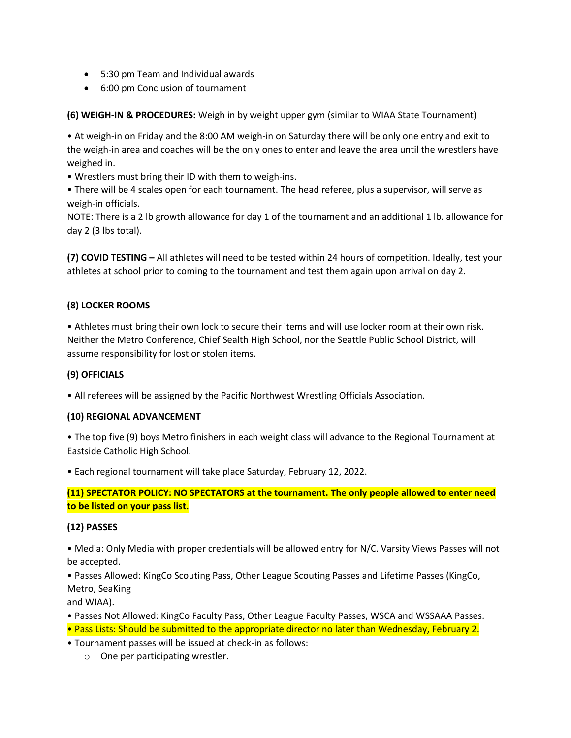- 5:30 pm Team and Individual awards
- 6:00 pm Conclusion of tournament

**(6) WEIGH-IN & PROCEDURES:** Weigh in by weight upper gym (similar to WIAA State Tournament)

• At weigh-in on Friday and the 8:00 AM weigh-in on Saturday there will be only one entry and exit to the weigh-in area and coaches will be the only ones to enter and leave the area until the wrestlers have weighed in.
• Wrestlers must bring their ID with them to weigh-ins.
• There will be 4 scales open for each tournament. The head referee, plus a supervisor, will serve as weigh-in officials.
NOTE: There is a 2 lb growth allowance for day 1 of the tournament and an additional 1 lb. allowance for day 2 (3 lbs total).

**(7) COVID TESTING –** All athletes will need to be tested within 24 hours of competition. Ideally, test your athletes at school prior to coming to the tournament and test them again upon arrival on day 2.

**(8) LOCKER ROOMS**

• Athletes must bring their own lock to secure their items and will use locker room at their own risk. Neither the Metro Conference, Chief Sealth High School, nor the Seattle Public School District, will assume responsibility for lost or stolen items.

**(9) OFFICIALS**

• All referees will be assigned by the Pacific Northwest Wrestling Officials Association.

**(10) REGIONAL ADVANCEMENT**

• The top five (9) boys Metro finishers in each weight class will advance to the Regional Tournament at Eastside Catholic High School.

• Each regional tournament will take place Saturday, February 12, 2022.

**(11) SPECTATOR POLICY: NO SPECTATORS at the tournament. The only people allowed to enter need to be listed on your pass list.**

**(12) PASSES**

• Media: Only Media with proper credentials will be allowed entry for N/C. Varsity Views Passes will not be accepted.
• Passes Allowed: KingCo Scouting Pass, Other League Scouting Passes and Lifetime Passes (KingCo, Metro, SeaKing
and WIAA).
• Passes Not Allowed: KingCo Faculty Pass, Other League Faculty Passes, WSCA and WSSAAA Passes.
• Pass Lists: Should be submitted to the appropriate director no later than Wednesday, February 2.
• Tournament passes will be issued at check-in as follows:
  - One per participating wrestler.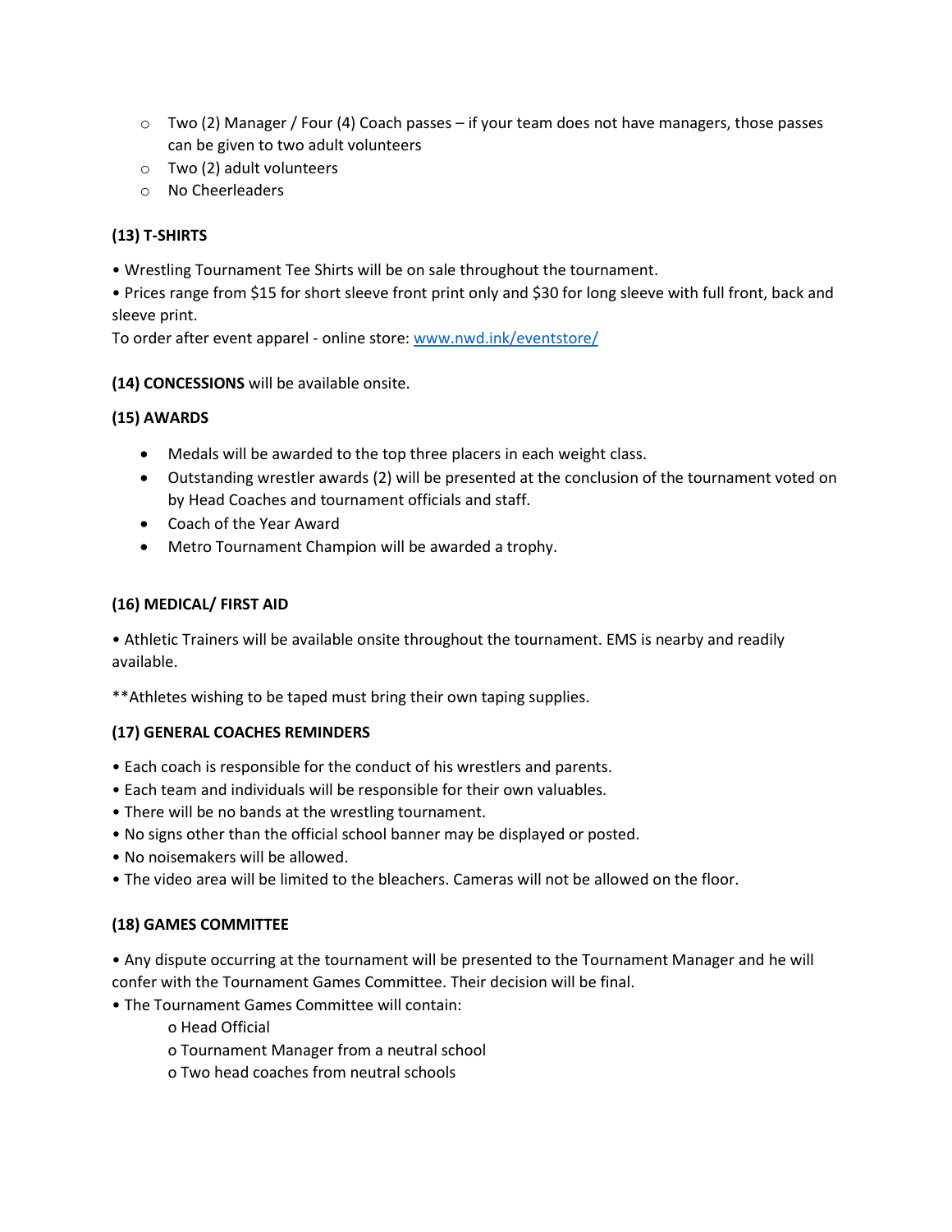- Two (2) Manager / Four (4) Coach passes – if your team does not have managers, those passes can be given to two adult volunteers
- Two (2) adult volunteers
- No Cheerleaders

**(13) T-SHIRTS**

• Wrestling Tournament Tee Shirts will be on sale throughout the tournament.
• Prices range from $15 for short sleeve front print only and $30 for long sleeve with full front, back and sleeve print.
To order after event apparel - online store: [www.nwd.ink/eventstore/](http://www.nwd.ink/eventstore/)

**(14) CONCESSIONS** will be available onsite.

**(15) AWARDS**

- Medals will be awarded to the top three placers in each weight class.
- Outstanding wrestler awards (2) will be presented at the conclusion of the tournament voted on by Head Coaches and tournament officials and staff.
- Coach of the Year Award
- Metro Tournament Champion will be awarded a trophy.

**(16) MEDICAL/ FIRST AID**

• Athletic Trainers will be available onsite throughout the tournament. EMS is nearby and readily available.

**Athletes wishing to be taped must bring their own taping supplies.

**(17) GENERAL COACHES REMINDERS**

• Each coach is responsible for the conduct of his wrestlers and parents.
• Each team and individuals will be responsible for their own valuables.
• There will be no bands at the wrestling tournament.
• No signs other than the official school banner may be displayed or posted.
• No noisemakers will be allowed.
• The video area will be limited to the bleachers. Cameras will not be allowed on the floor.

**(18) GAMES COMMITTEE**

• Any dispute occurring at the tournament will be presented to the Tournament Manager and he will confer with the Tournament Games Committee. Their decision will be final.
• The Tournament Games Committee will contain:
  - Head Official
  - Tournament Manager from a neutral school
  - Two head coaches from neutral schools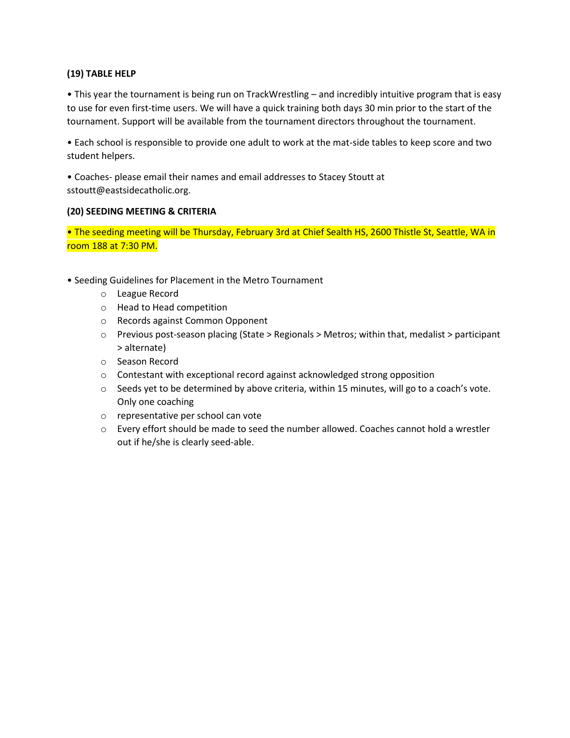**(19) TABLE HELP**

• This year the tournament is being run on TrackWrestling – and incredibly intuitive program that is easy to use for even first-time users. We will have a quick training both days 30 min prior to the start of the tournament. Support will be available from the tournament directors throughout the tournament.

• Each school is responsible to provide one adult to work at the mat-side tables to keep score and two student helpers.

• Coaches- please email their names and email addresses to Stacey Stoutt at sstoutt@eastsidecatholic.org.

**(20) SEEDING MEETING & CRITERIA**

• The seeding meeting will be Thursday, February 3rd at Chief Sealth HS, 2600 Thistle St, Seattle, WA in room 188 at 7:30 PM.

• Seeding Guidelines for Placement in the Metro Tournament
  - League Record
  - Head to Head competition
  - Records against Common Opponent
  - Previous post-season placing (State > Regionals > Metros; within that, medalist > participant > alternate)
  - Season Record
  - Contestant with exceptional record against acknowledged strong opposition
  - Seeds yet to be determined by above criteria, within 15 minutes, will go to a coach's vote. Only one coaching
  - representative per school can vote
  - Every effort should be made to seed the number allowed. Coaches cannot hold a wrestler out if he/she is clearly seed-able.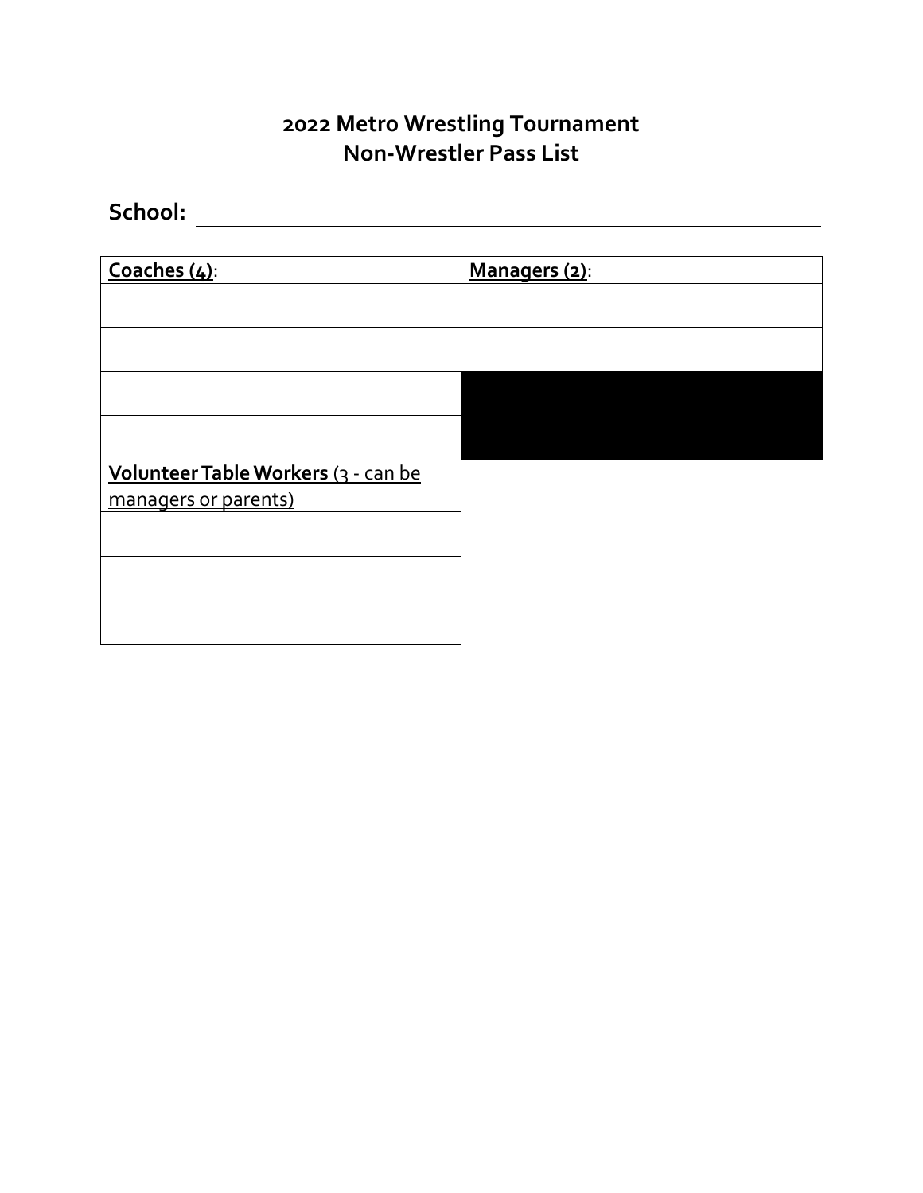# 2022 Metro Wrestling Tournament
# Non-Wrestler Pass List

**School:** ______________________________________________

| **Coaches (4)**: | **Managers (2)**: |
|---|---|
| | |
| | |
| | |
| | |
| **Volunteer Table Workers** (3 - can be managers or parents) | |
| | |
| | |
| | |